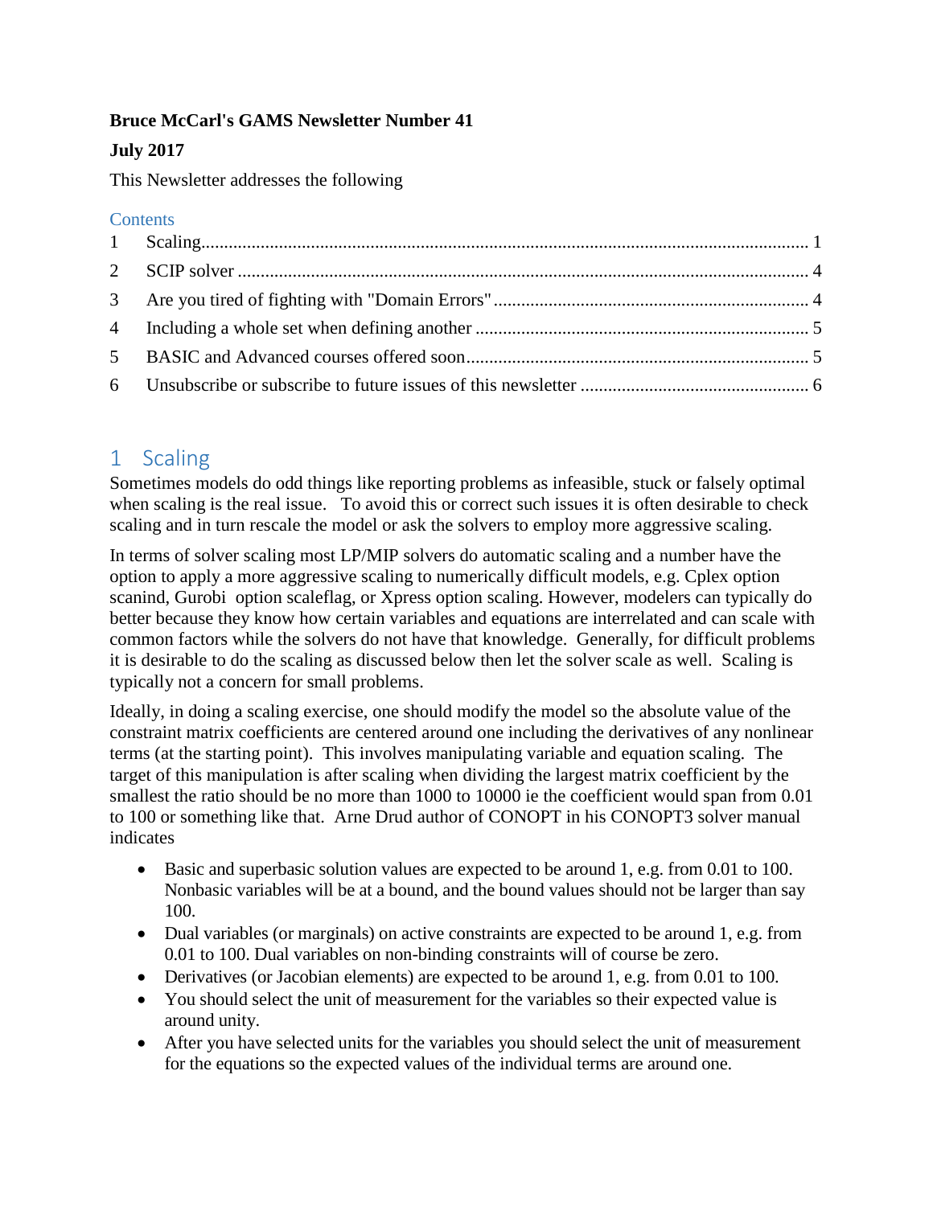**Bruce McCarl's GAMS Newsletter Number 41**

**July 2017**

This Newsletter addresses the following

Contents

1 Scaling ........ 1
2 SCIP solver ........ 4
3 Are you tired of fighting with "Domain Errors" ........ 4
4 Including a whole set when defining another ........ 5
5 BASIC and Advanced courses offered soon ........ 5
6 Unsubscribe or subscribe to future issues of this newsletter ........ 6

# 1 Scaling

Sometimes models do odd things like reporting problems as infeasible, stuck or falsely optimal when scaling is the real issue. To avoid this or correct such issues it is often desirable to check scaling and in turn rescale the model or ask the solvers to employ more aggressive scaling.

In terms of solver scaling most LP/MIP solvers do automatic scaling and a number have the option to apply a more aggressive scaling to numerically difficult models, e.g. Cplex option scanind, Gurobi option scaleflag, or Xpress option scaling. However, modelers can typically do better because they know how certain variables and equations are interrelated and can scale with common factors while the solvers do not have that knowledge. Generally, for difficult problems it is desirable to do the scaling as discussed below then let the solver scale as well. Scaling is typically not a concern for small problems.

Ideally, in doing a scaling exercise, one should modify the model so the absolute value of the constraint matrix coefficients are centered around one including the derivatives of any nonlinear terms (at the starting point). This involves manipulating variable and equation scaling. The target of this manipulation is after scaling when dividing the largest matrix coefficient by the smallest the ratio should be no more than 1000 to 10000 ie the coefficient would span from 0.01 to 100 or something like that. Arne Drud author of CONOPT in his CONOPT3 solver manual indicates

- Basic and superbasic solution values are expected to be around 1, e.g. from 0.01 to 100. Nonbasic variables will be at a bound, and the bound values should not be larger than say 100.
- Dual variables (or marginals) on active constraints are expected to be around 1, e.g. from 0.01 to 100. Dual variables on non-binding constraints will of course be zero.
- Derivatives (or Jacobian elements) are expected to be around 1, e.g. from 0.01 to 100.
- You should select the unit of measurement for the variables so their expected value is around unity.
- After you have selected units for the variables you should select the unit of measurement for the equations so the expected values of the individual terms are around one.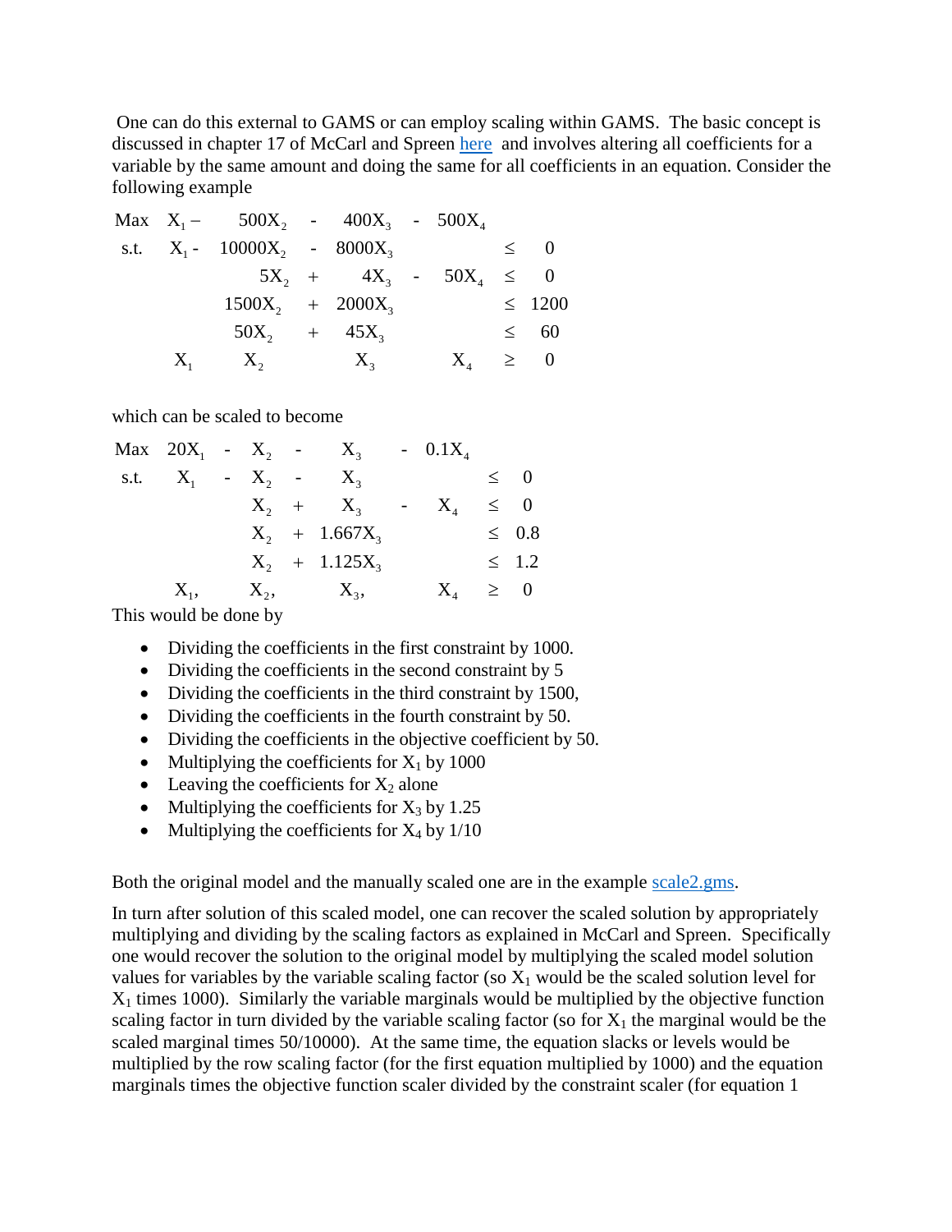One can do this external to GAMS or can employ scaling within GAMS. The basic concept is discussed in chapter 17 of McCarl and Spreen [here](#) and involves altering all coefficients for a variable by the same amount and doing the same for all coefficients in an equation. Consider the following example

$$
\begin{array}{llllllll}
\text{Max} & X_1 - & 500X_2 & - & 400X_3 & - & 500X_4 & & \\
\text{s.t.} & X_1 - & 10000X_2 & - & 8000X_3 & & & \leq & 0 \\
& & 5X_2 & + & 4X_3 & - & 50X_4 & \leq & 0 \\
& & 1500X_2 & + & 2000X_3 & & & \leq & 1200 \\
& & 50X_2 & + & 45X_3 & & & \leq & 60 \\
& X_1 & X_2 & & X_3 & & X_4 & \geq & 0
\end{array}
$$

which can be scaled to become

$$
\begin{array}{llllllll}
\text{Max} & 20X_1 & - & X_2 & - & X_3 & - & 0.1X_4 & & \\
\text{s.t.} & X_1 & - & X_2 & - & X_3 & & & \leq & 0 \\
& & & X_2 & + & X_3 & - & X_4 & \leq & 0 \\
& & & X_2 & + & 1.667X_3 & & & \leq & 0.8 \\
& & & X_2 & + & 1.125X_3 & & & \leq & 1.2 \\
& X_1, & & X_2, & & X_3, & & X_4 & \geq & 0
\end{array}
$$

This would be done by

- Dividing the coefficients in the first constraint by 1000.
- Dividing the coefficients in the second constraint by 5
- Dividing the coefficients in the third constraint by 1500,
- Dividing the coefficients in the fourth constraint by 50.
- Dividing the coefficients in the objective coefficient by 50.
- Multiplying the coefficients for $X_1$ by 1000
- Leaving the coefficients for $X_2$ alone
- Multiplying the coefficients for $X_3$ by 1.25
- Multiplying the coefficients for $X_4$ by 1/10

Both the original model and the manually scaled one are in the example [scale2.gms](#).

In turn after solution of this scaled model, one can recover the scaled solution by appropriately multiplying and dividing by the scaling factors as explained in McCarl and Spreen. Specifically one would recover the solution to the original model by multiplying the scaled model solution values for variables by the variable scaling factor (so $X_1$ would be the scaled solution level for $X_1$ times 1000). Similarly the variable marginals would be multiplied by the objective function scaling factor in turn divided by the variable scaling factor (so for $X_1$ the marginal would be the scaled marginal times 50/10000). At the same time, the equation slacks or levels would be multiplied by the row scaling factor (for the first equation multiplied by 1000) and the equation marginals times the objective function scaler divided by the constraint scaler (for equation 1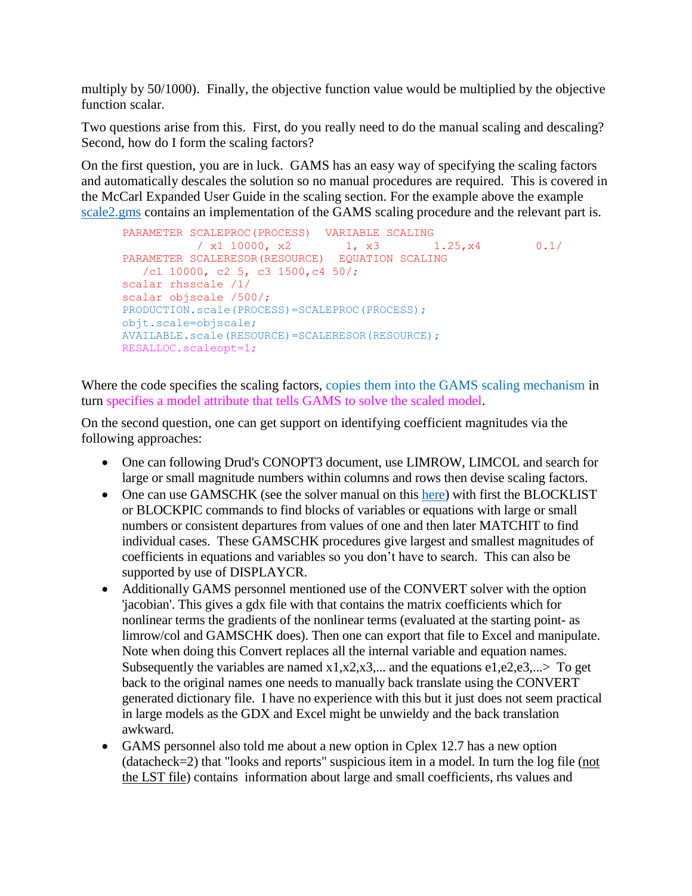multiply by 50/1000). Finally, the objective function value would be multiplied by the objective function scalar.

Two questions arise from this. First, do you really need to do the manual scaling and descaling? Second, how do I form the scaling factors?

On the first question, you are in luck. GAMS has an easy way of specifying the scaling factors and automatically descales the solution so no manual procedures are required. This is covered in the McCarl Expanded User Guide in the scaling section. For the example above the example scale2.gms contains an implementation of the GAMS scaling procedure and the relevant part is.

```
PARAMETER SCALEPROC(PROCESS)  VARIABLE SCALING
           / x1 10000, x2        1, x3        1.25,x4        0.1/
PARAMETER SCALERESOR(RESOURCE)  EQUATION SCALING
   /c1 10000, c2 5, c3 1500,c4 50/;
scalar rhsscale /1/
scalar objscale /500/;
PRODUCTION.scale(PROCESS)=SCALEPROC(PROCESS);
objt.scale=objscale;
AVAILABLE.scale(RESOURCE)=SCALERESOR(RESOURCE);
RESALLOC.scaleopt=1;
```

Where the code specifies the scaling factors, copies them into the GAMS scaling mechanism in turn specifies a model attribute that tells GAMS to solve the scaled model.

On the second question, one can get support on identifying coefficient magnitudes via the following approaches:

- One can following Drud's CONOPT3 document, use LIMROW, LIMCOL and search for large or small magnitude numbers within columns and rows then devise scaling factors.
- One can use GAMSCHK (see the solver manual on this here) with first the BLOCKLIST or BLOCKPIC commands to find blocks of variables or equations with large or small numbers or consistent departures from values of one and then later MATCHIT to find individual cases. These GAMSCHK procedures give largest and smallest magnitudes of coefficients in equations and variables so you don't have to search. This can also be supported by use of DISPLAYCR.
- Additionally GAMS personnel mentioned use of the CONVERT solver with the option 'jacobian'. This gives a gdx file with that contains the matrix coefficients which for nonlinear terms the gradients of the nonlinear terms (evaluated at the starting point- as limrow/col and GAMSCHK does). Then one can export that file to Excel and manipulate. Note when doing this Convert replaces all the internal variable and equation names. Subsequently the variables are named x1,x2,x3,... and the equations e1,e2,e3,...> To get back to the original names one needs to manually back translate using the CONVERT generated dictionary file. I have no experience with this but it just does not seem practical in large models as the GDX and Excel might be unwieldy and the back translation awkward.
- GAMS personnel also told me about a new option in Cplex 12.7 has a new option (datacheck=2) that "looks and reports" suspicious item in a model. In turn the log file (not the LST file) contains information about large and small coefficients, rhs values and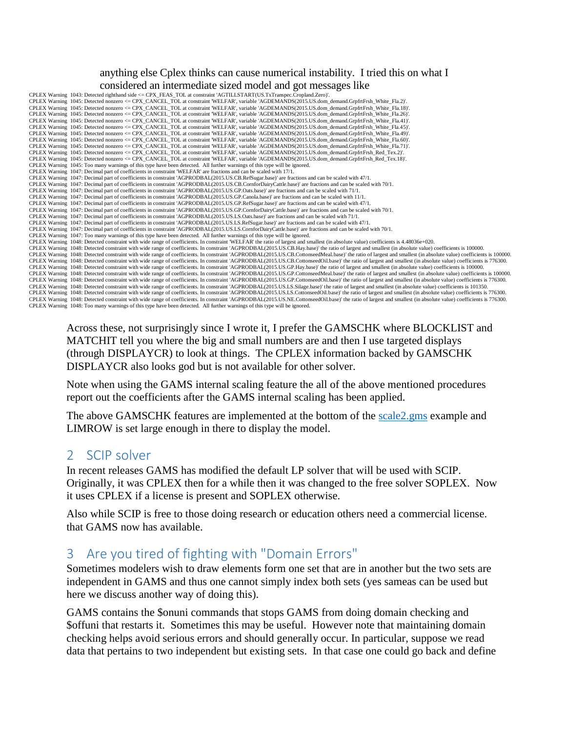anything else Cplex thinks can cause numerical instability. I tried this on what I considered an intermediate sized model and got messages like

```
CPLEX Warning  1043: Detected righthand side <= CPX_FEAS_TOL at constraint 'AGTILLSTART(US.TxTranspec.Cropland.Zero)'.
CPLEX Warning  1045: Detected nonzero <= CPX_CANCEL_TOL at constraint 'WELFAR', variable 'AGDEMANDS(2015.US.dom_demand.GrpfrtFrsh_White_Fla.2)'.
CPLEX Warning  1045: Detected nonzero <= CPX_CANCEL_TOL at constraint 'WELFAR', variable 'AGDEMANDS(2015.US.dom_demand.GrpfrtFrsh_White_Fla.18)'.
CPLEX Warning  1045: Detected nonzero <= CPX_CANCEL_TOL at constraint 'WELFAR', variable 'AGDEMANDS(2015.US.dom_demand.GrpfrtFrsh_White_Fla.26)'.
CPLEX Warning  1045: Detected nonzero <= CPX_CANCEL_TOL at constraint 'WELFAR', variable 'AGDEMANDS(2015.US.dom_demand.GrpfrtFrsh_White_Fla.41)'.
CPLEX Warning  1045: Detected nonzero <= CPX_CANCEL_TOL at constraint 'WELFAR', variable 'AGDEMANDS(2015.US.dom_demand.GrpfrtFrsh_White_Fla.45)'.
CPLEX Warning  1045: Detected nonzero <= CPX_CANCEL_TOL at constraint 'WELFAR', variable 'AGDEMANDS(2015.US.dom_demand.GrpfrtFrsh_White_Fla.49)'.
CPLEX Warning  1045: Detected nonzero <= CPX_CANCEL_TOL at constraint 'WELFAR', variable 'AGDEMANDS(2015.US.dom_demand.GrpfrtFrsh_White_Fla.60)'.
CPLEX Warning  1045: Detected nonzero <= CPX_CANCEL_TOL at constraint 'WELFAR', variable 'AGDEMANDS(2015.US.dom_demand.GrpfrtFrsh_White_Fla.71)'.
CPLEX Warning  1045: Detected nonzero <= CPX_CANCEL_TOL at constraint 'WELFAR', variable 'AGDEMANDS(2015.US.dom_demand.GrpfrtFrsh_Red_Tex.2)'.
CPLEX Warning  1045: Detected nonzero <= CPX_CANCEL_TOL at constraint 'WELFAR', variable 'AGDEMANDS(2015.US.dom_demand.GrpfrtFrsh_Red_Tex.18)'.
CPLEX Warning  1045: Too many warnings of this type have been detected.  All further warnings of this type will be ignored.
CPLEX Warning  1047: Decimal part of coefficients in constraint 'WELFAR' are fractions and can be scaled with 17/1.
CPLEX Warning  1047: Decimal part of coefficients in constraint 'AGPRODBAL(2015.US.CB.RefSugar.base)' are fractions and can be scaled with 47/1.
CPLEX Warning  1047: Decimal part of coefficients in constraint 'AGPRODBAL(2015.US.CB.CornforDairyCattle.base)' are fractions and can be scaled with 70/1.
CPLEX Warning  1047: Decimal part of coefficients in constraint 'AGPRODBAL(2015.US.GP.Oats.base)' are fractions and can be scaled with 71/1.
CPLEX Warning  1047: Decimal part of coefficients in constraint 'AGPRODBAL(2015.US.GP.Canola.base)' are fractions and can be scaled with 11/1.
CPLEX Warning  1047: Decimal part of coefficients in constraint 'AGPRODBAL(2015.US.GP.RefSugar.base)' are fractions and can be scaled with 47/1.
CPLEX Warning  1047: Decimal part of coefficients in constraint 'AGPRODBAL(2015.US.GP.CornforDairyCattle.base)' are fractions and can be scaled with 70/1.
CPLEX Warning  1047: Decimal part of coefficients in constraint 'AGPRODBAL(2015.US.LS.Oats.base)' are fractions and can be scaled with 71/1.
CPLEX Warning  1047: Decimal part of coefficients in constraint 'AGPRODBAL(2015.US.LS.RefSugar.base)' are fractions and can be scaled with 47/1.
CPLEX Warning  1047: Decimal part of coefficients in constraint 'AGPRODBAL(2015.US.LS.CornforDairyCattle.base)' are fractions and can be scaled with 70/1.
CPLEX Warning  1047: Too many warnings of this type have been detected.  All further warnings of this type will be ignored.
CPLEX Warning  1048: Detected constraint with wide range of coefficients. In constraint 'WELFAR' the ratio of largest and smallest (in absolute value) coefficients is 4.48036e+020.
CPLEX Warning  1048: Detected constraint with wide range of coefficients. In constraint 'AGPRODBAL(2015.US.CB.Hay.base)' the ratio of largest and smallest (in absolute value) coefficients is 100000.
CPLEX Warning  1048: Detected constraint with wide range of coefficients. In constraint 'AGPRODBAL(2015.US.CB.CottonseedMeal.base)' the ratio of largest and smallest (in absolute value) coefficients is 100000.
CPLEX Warning  1048: Detected constraint with wide range of coefficients. In constraint 'AGPRODBAL(2015.US.CB.CottonseedOil.base)' the ratio of largest and smallest (in absolute value) coefficients is 776300.
CPLEX Warning  1048: Detected constraint with wide range of coefficients. In constraint 'AGPRODBAL(2015.US.GP.Hay.base)' the ratio of largest and smallest (in absolute value) coefficients is 100000.
CPLEX Warning  1048: Detected constraint with wide range of coefficients. In constraint 'AGPRODBAL(2015.US.GP.CottonseedMeal.base)' the ratio of largest and smallest (in absolute value) coefficients is 100000.
CPLEX Warning  1048: Detected constraint with wide range of coefficients. In constraint 'AGPRODBAL(2015.US.GP.CottonseedOil.base)' the ratio of largest and smallest (in absolute value) coefficients is 776300.
CPLEX Warning  1048: Detected constraint with wide range of coefficients. In constraint 'AGPRODBAL(2015.US.LS.Silage.base)' the ratio of largest and smallest (in absolute value) coefficients is 101350.
CPLEX Warning  1048: Detected constraint with wide range of coefficients. In constraint 'AGPRODBAL(2015.US.LS.CottonseedOil.base)' the ratio of largest and smallest (in absolute value) coefficients is 776300.
CPLEX Warning  1048: Detected constraint with wide range of coefficients. In constraint 'AGPRODBAL(2015.US.NE.CottonseedOil.base)' the ratio of largest and smallest (in absolute value) coefficients is 776300.
CPLEX Warning  1048: Too many warnings of this type have been detected.  All further warnings of this type will be ignored.
```

Across these, not surprisingly since I wrote it, I prefer the GAMSCHK where BLOCKLIST and MATCHIT tell you where the big and small numbers are and then I use targeted displays (through DISPLAYCR) to look at things. The CPLEX information backed by GAMSCHK DISPLAYCR also looks god but is not available for other solver.

Note when using the GAMS internal scaling feature the all of the above mentioned procedures report out the coefficients after the GAMS internal scaling has been applied.

The above GAMSCHK features are implemented at the bottom of the scale2.gms example and LIMROW is set large enough in there to display the model.

## 2 SCIP solver

In recent releases GAMS has modified the default LP solver that will be used with SCIP. Originally, it was CPLEX then for a while then it was changed to the free solver SOPLEX. Now it uses CPLEX if a license is present and SOPLEX otherwise.

Also while SCIP is free to those doing research or education others need a commercial license. that GAMS now has available.

## 3 Are you tired of fighting with "Domain Errors"

Sometimes modelers wish to draw elements form one set that are in another but the two sets are independent in GAMS and thus one cannot simply index both sets (yes sameas can be used but here we discuss another way of doing this).

GAMS contains the $onuni commands that stops GAMS from doing domain checking and $offuni that restarts it. Sometimes this may be useful. However note that maintaining domain checking helps avoid serious errors and should generally occur. In particular, suppose we read data that pertains to two independent but existing sets. In that case one could go back and define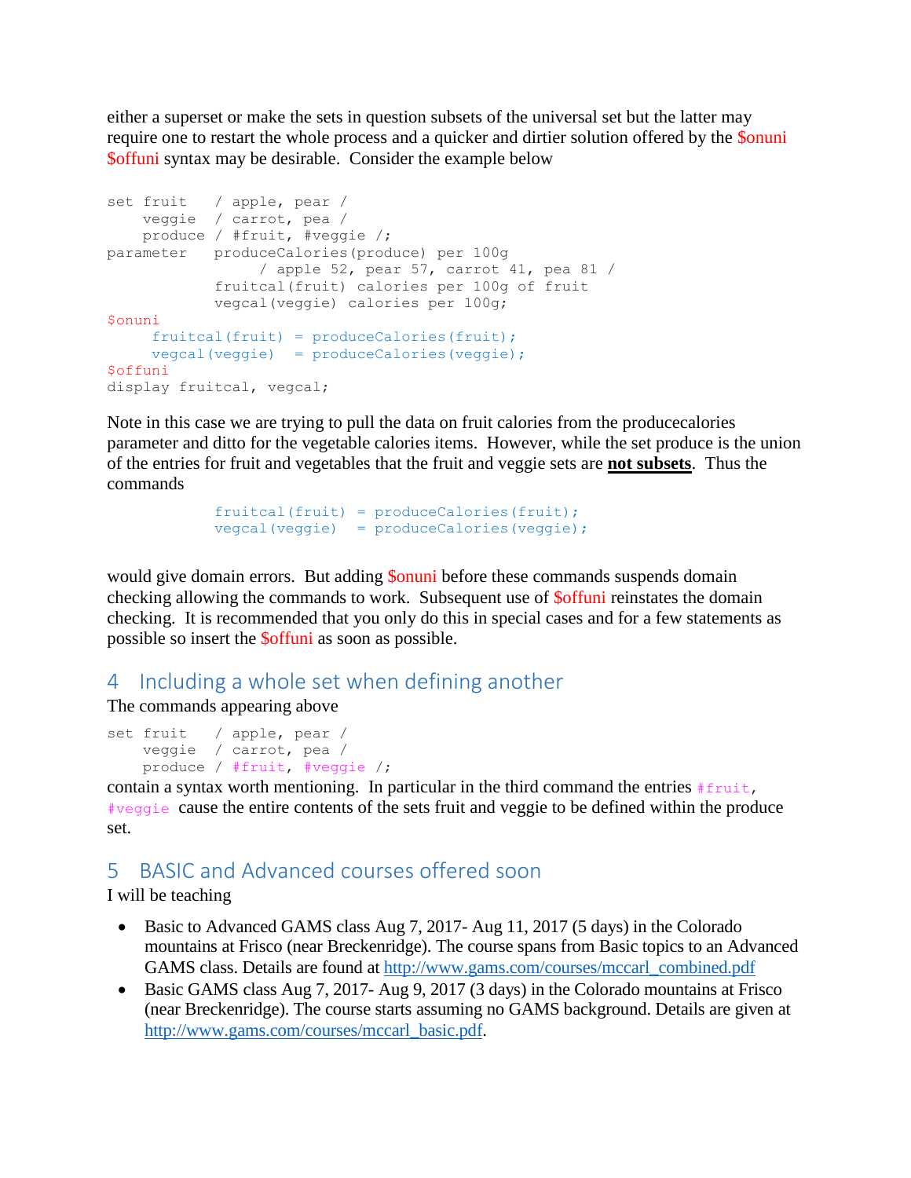either a superset or make the sets in question subsets of the universal set but the latter may require one to restart the whole process and a quicker and dirtier solution offered by the $onuni $offuni syntax may be desirable. Consider the example below

```
set fruit   / apple, pear /
    veggie  / carrot, pea /
    produce / #fruit, #veggie /;
parameter   produceCalories(produce) per 100g
                 / apple 52, pear 57, carrot 41, pea 81 /
            fruitcal(fruit) calories per 100g of fruit
            vegcal(veggie) calories per 100g;
$onuni
     fruitcal(fruit) = produceCalories(fruit);
     vegcal(veggie)  = produceCalories(veggie);
$offuni
display fruitcal, vegcal;
```

Note in this case we are trying to pull the data on fruit calories from the producecalories parameter and ditto for the vegetable calories items. However, while the set produce is the union of the entries for fruit and vegetables that the fruit and veggie sets are **not subsets**. Thus the commands

```
fruitcal(fruit) = produceCalories(fruit);
vegcal(veggie)  = produceCalories(veggie);
```

would give domain errors. But adding $onuni before these commands suspends domain checking allowing the commands to work. Subsequent use of $offuni reinstates the domain checking. It is recommended that you only do this in special cases and for a few statements as possible so insert the $offuni as soon as possible.

## 4 Including a whole set when defining another

The commands appearing above

```
set fruit   / apple, pear /
    veggie  / carrot, pea /
    produce / #fruit, #veggie /;
```

contain a syntax worth mentioning. In particular in the third command the entries #fruit, #veggie cause the entire contents of the sets fruit and veggie to be defined within the produce set.

## 5 BASIC and Advanced courses offered soon

I will be teaching

- Basic to Advanced GAMS class Aug 7, 2017- Aug 11, 2017 (5 days) in the Colorado mountains at Frisco (near Breckenridge). The course spans from Basic topics to an Advanced GAMS class. Details are found at http://www.gams.com/courses/mccarl_combined.pdf
- Basic GAMS class Aug 7, 2017- Aug 9, 2017 (3 days) in the Colorado mountains at Frisco (near Breckenridge). The course starts assuming no GAMS background. Details are given at http://www.gams.com/courses/mccarl_basic.pdf.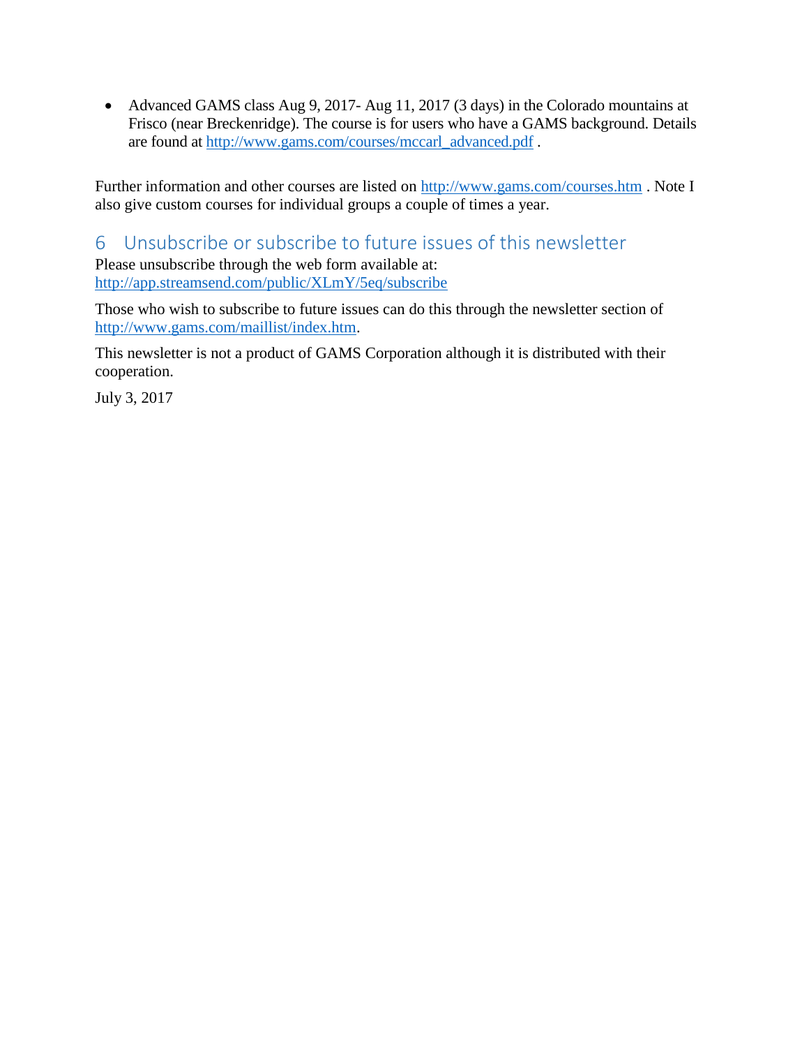- Advanced GAMS class Aug 9, 2017- Aug 11, 2017 (3 days) in the Colorado mountains at Frisco (near Breckenridge). The course is for users who have a GAMS background. Details are found at http://www.gams.com/courses/mccarl_advanced.pdf .

Further information and other courses are listed on http://www.gams.com/courses.htm . Note I also give custom courses for individual groups a couple of times a year.

## 6 Unsubscribe or subscribe to future issues of this newsletter

Please unsubscribe through the web form available at:
http://app.streamsend.com/public/XLmY/5eq/subscribe

Those who wish to subscribe to future issues can do this through the newsletter section of http://www.gams.com/maillist/index.htm.

This newsletter is not a product of GAMS Corporation although it is distributed with their cooperation.

July 3, 2017